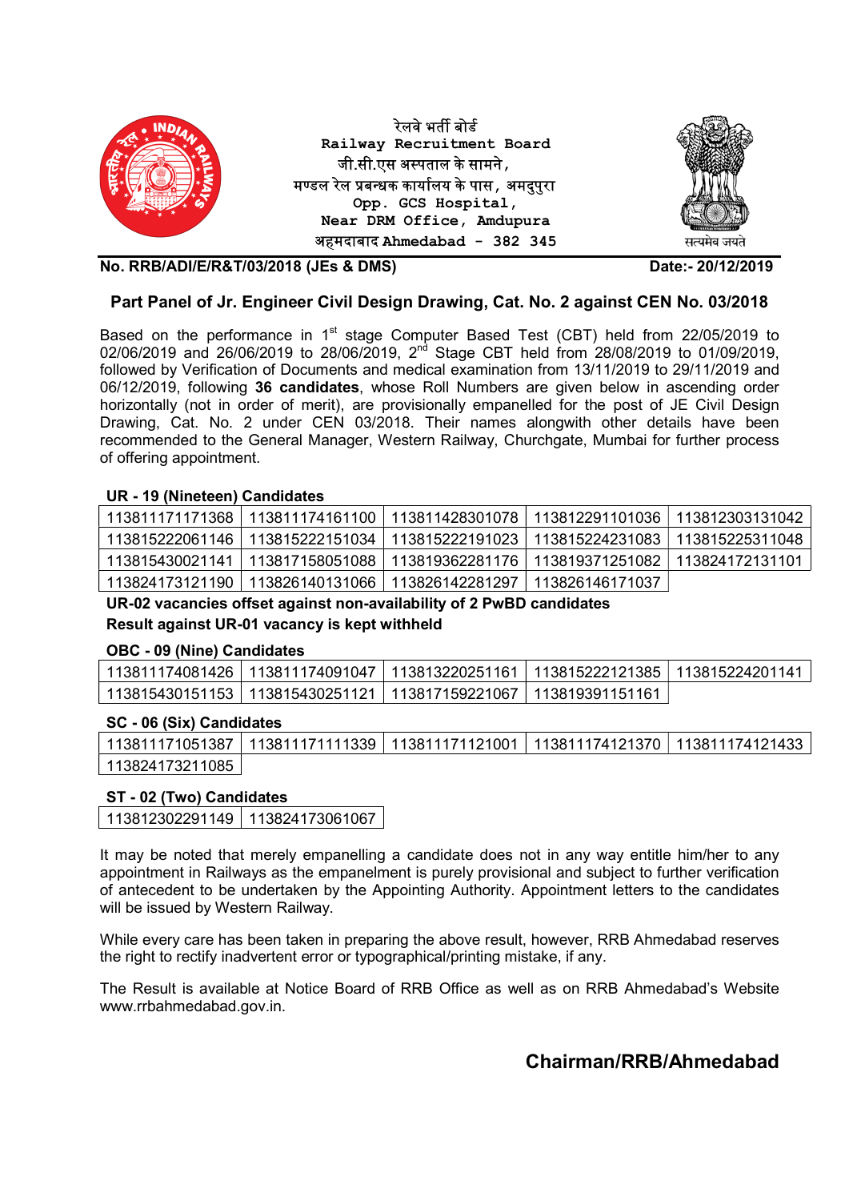रेलवे भर्ती बोर्ड
**Railway Recruitment Board**
जी.सी.एस अस्पताल के सामने,
मण्डल रेल प्रबन्धक कार्यालय के पास, अमदुपुरा
**Opp. GCS Hospital,**
**Near DRM Office, Amdupura**
अहमदाबाद **Ahmedabad - 382 345**

सत्यमेव जयते

**No. RRB/ADI/E/R&T/03/2018 (JEs & DMS)** **Date:- 20/12/2019**

## Part Panel of Jr. Engineer Civil Design Drawing, Cat. No. 2 against CEN No. 03/2018

Based on the performance in 1st stage Computer Based Test (CBT) held from 22/05/2019 to 02/06/2019 and 26/06/2019 to 28/06/2019, 2nd Stage CBT held from 28/08/2019 to 01/09/2019, followed by Verification of Documents and medical examination from 13/11/2019 to 29/11/2019 and 06/12/2019, following **36 candidates**, whose Roll Numbers are given below in ascending order horizontally (not in order of merit), are provisionally empanelled for the post of JE Civil Design Drawing, Cat. No. 2 under CEN 03/2018. Their names alongwith other details have been recommended to the General Manager, Western Railway, Churchgate, Mumbai for further process of offering appointment.

**UR - 19 (Nineteen) Candidates**

| | | | | |
|---|---|---|---|---|
| 113811171171368 | 113811174161100 | 113811428301078 | 113812291101036 | 113812303131042 |
| 113815222061146 | 113815222151034 | 113815222191023 | 113815224231083 | 113815225311048 |
| 113815430021141 | 113817158051088 | 113819362281176 | 113819371251082 | 113824172131101 |
| 113824173121190 | 113826140131066 | 113826142281297 | 113826146171037 | |

**UR-02 vacancies offset against non-availability of 2 PwBD candidates**
**Result against UR-01 vacancy is kept withheld**

**OBC - 09 (Nine) Candidates**

| | | | | |
|---|---|---|---|---|
| 113811174081426 | 113811174091047 | 113813220251161 | 113815222121385 | 113815224201141 |
| 113815430151153 | 113815430251121 | 113817159221067 | 113819391151161 | |

**SC - 06 (Six) Candidates**

| | | | | |
|---|---|---|---|---|
| 113811171051387 | 113811171111339 | 113811171121001 | 113811174121370 | 113811174121433 |
| 113824173211085 | | | | |

**ST - 02 (Two) Candidates**

| | |
|---|---|
| 113812302291149 | 113824173061067 |

It may be noted that merely empanelling a candidate does not in any way entitle him/her to any appointment in Railways as the empanelment is purely provisional and subject to further verification of antecedent to be undertaken by the Appointing Authority. Appointment letters to the candidates will be issued by Western Railway.

While every care has been taken in preparing the above result, however, RRB Ahmedabad reserves the right to rectify inadvertent error or typographical/printing mistake, if any.

The Result is available at Notice Board of RRB Office as well as on RRB Ahmedabad's Website www.rrbahmedabad.gov.in.

**Chairman/RRB/Ahmedabad**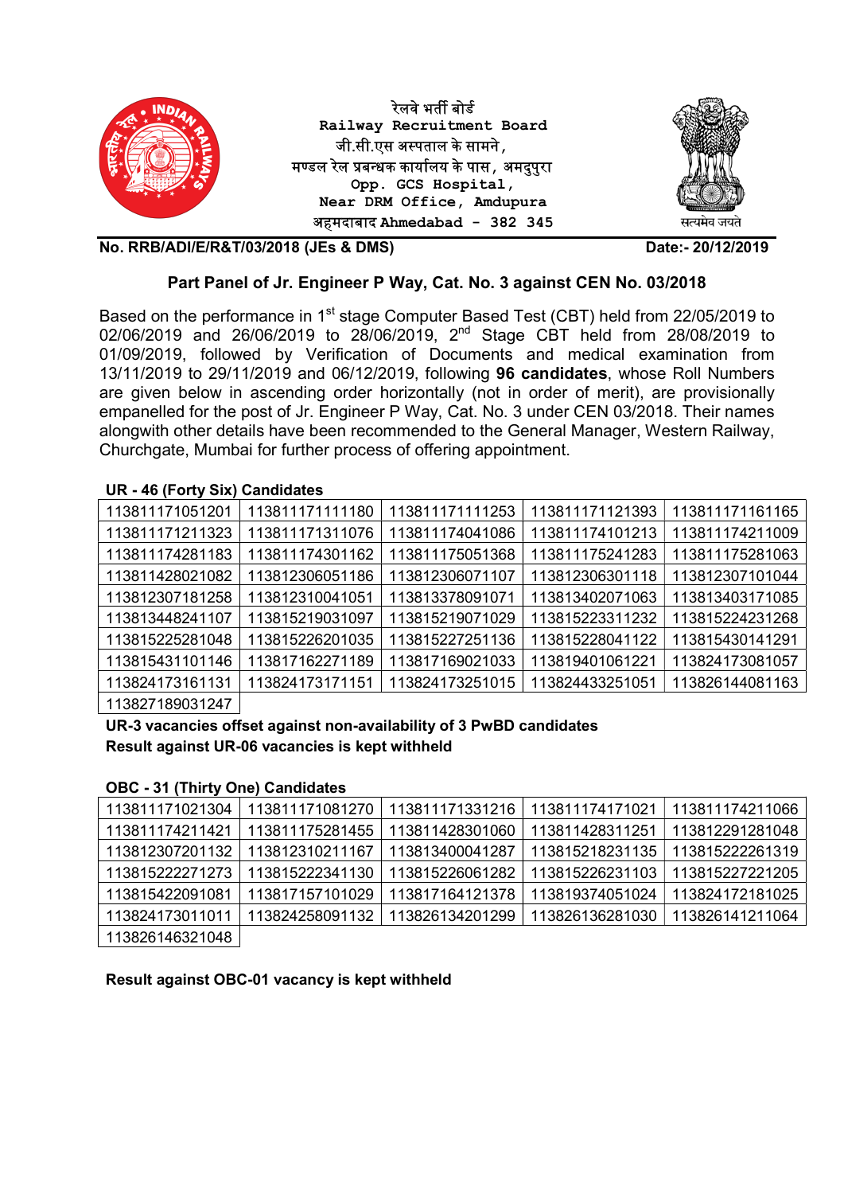रेलवे भर्ती बोर्ड
Railway Recruitment Board
जी.सी.एस अस्पताल के सामने,
मण्डल रेल प्रबन्धक कार्यालय के पास, अमदुपुरा
Opp. GCS Hospital,
Near DRM Office, Amdupura
अहमदाबाद Ahmedabad - 382 345

सत्यमेव जयते

**No. RRB/ADI/E/R&T/03/2018 (JEs & DMS)** **Date:- 20/12/2019**

## Part Panel of Jr. Engineer P Way, Cat. No. 3 against CEN No. 03/2018

Based on the performance in 1st stage Computer Based Test (CBT) held from 22/05/2019 to 02/06/2019 and 26/06/2019 to 28/06/2019, 2nd Stage CBT held from 28/08/2019 to 01/09/2019, followed by Verification of Documents and medical examination from 13/11/2019 to 29/11/2019 and 06/12/2019, following **96 candidates**, whose Roll Numbers are given below in ascending order horizontally (not in order of merit), are provisionally empanelled for the post of Jr. Engineer P Way, Cat. No. 3 under CEN 03/2018. Their names alongwith other details have been recommended to the General Manager, Western Railway, Churchgate, Mumbai for further process of offering appointment.

**UR - 46 (Forty Six) Candidates**

| | | | | |
|---|---|---|---|---|
| 113811171051201 | 113811171111180 | 113811171111253 | 113811171121393 | 113811171161165 |
| 113811171211323 | 113811171311076 | 113811174041086 | 113811174101213 | 113811174211009 |
| 113811174281183 | 113811174301162 | 113811175051368 | 113811175241283 | 113811175281063 |
| 113811428021082 | 113812306051186 | 113812306071107 | 113812306301118 | 113812307101044 |
| 113812307181258 | 113812310041051 | 113813378091071 | 113813402071063 | 113813403171085 |
| 113813448241107 | 113815219031097 | 113815219071029 | 113815223311232 | 113815224231268 |
| 113815225281048 | 113815226201035 | 113815227251136 | 113815228041122 | 113815430141291 |
| 113815431101146 | 113817162271189 | 113817169021033 | 113819401061221 | 113824173081057 |
| 113824173161131 | 113824173171151 | 113824173251015 | 113824433251051 | 113826144081163 |
| 113827189031247 | | | | |

**UR-3 vacancies offset against non-availability of 3 PwBD candidates**
**Result against UR-06 vacancies is kept withheld**

**OBC - 31 (Thirty One) Candidates**

| | | | | |
|---|---|---|---|---|
| 113811171021304 | 113811171081270 | 113811171331216 | 113811174171021 | 113811174211066 |
| 113811174211421 | 113811175281455 | 113811428301060 | 113811428311251 | 113812291281048 |
| 113812307201132 | 113812310211167 | 113813400041287 | 113815218231135 | 113815222261319 |
| 113815222271273 | 113815222341130 | 113815226061282 | 113815226231103 | 113815227221205 |
| 113815422091081 | 113817157101029 | 113817164121378 | 113819374051024 | 113824172181025 |
| 113824173011011 | 113824258091132 | 113826134201299 | 113826136281030 | 113826141211064 |
| 113826146321048 | | | | |

**Result against OBC-01 vacancy is kept withheld**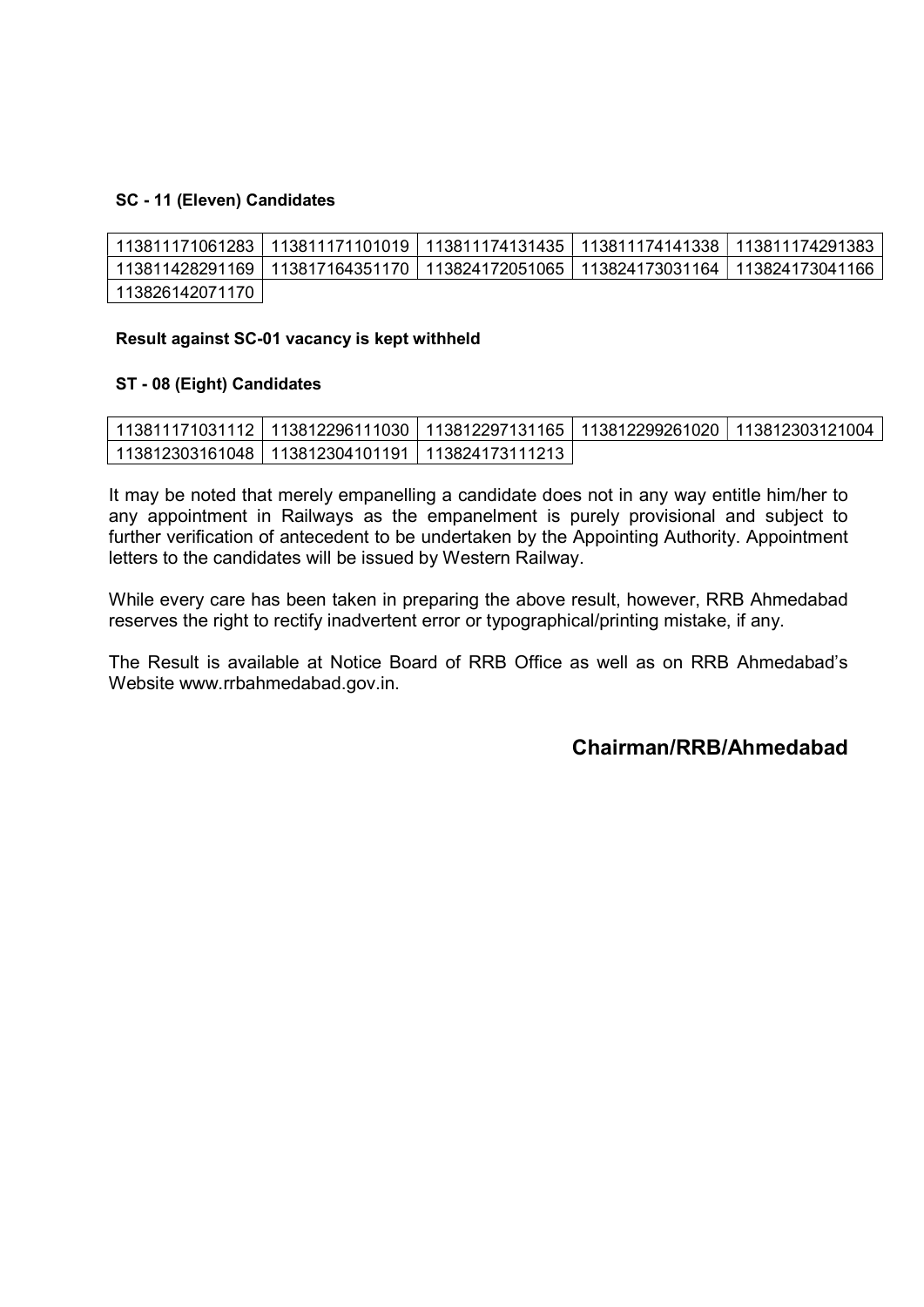**SC - 11 (Eleven) Candidates**

| | | | | |
|---|---|---|---|---|
| 113811171061283 | 113811171101019 | 113811174131435 | 113811174141338 | 113811174291383 |
| 113811428291169 | 113817164351170 | 113824172051065 | 113824173031164 | 113824173041166 |
| 113826142071170 | | | | |

**Result against SC-01 vacancy is kept withheld**

**ST - 08 (Eight) Candidates**

| | | | | |
|---|---|---|---|---|
| 113811171031112 | 113812296111030 | 113812297131165 | 113812299261020 | 113812303121004 |
| 113812303161048 | 113812304101191 | 113824173111213 | | |

It may be noted that merely empanelling a candidate does not in any way entitle him/her to any appointment in Railways as the empanelment is purely provisional and subject to further verification of antecedent to be undertaken by the Appointing Authority. Appointment letters to the candidates will be issued by Western Railway.

While every care has been taken in preparing the above result, however, RRB Ahmedabad reserves the right to rectify inadvertent error or typographical/printing mistake, if any.

The Result is available at Notice Board of RRB Office as well as on RRB Ahmedabad's Website www.rrbahmedabad.gov.in.

**Chairman/RRB/Ahmedabad**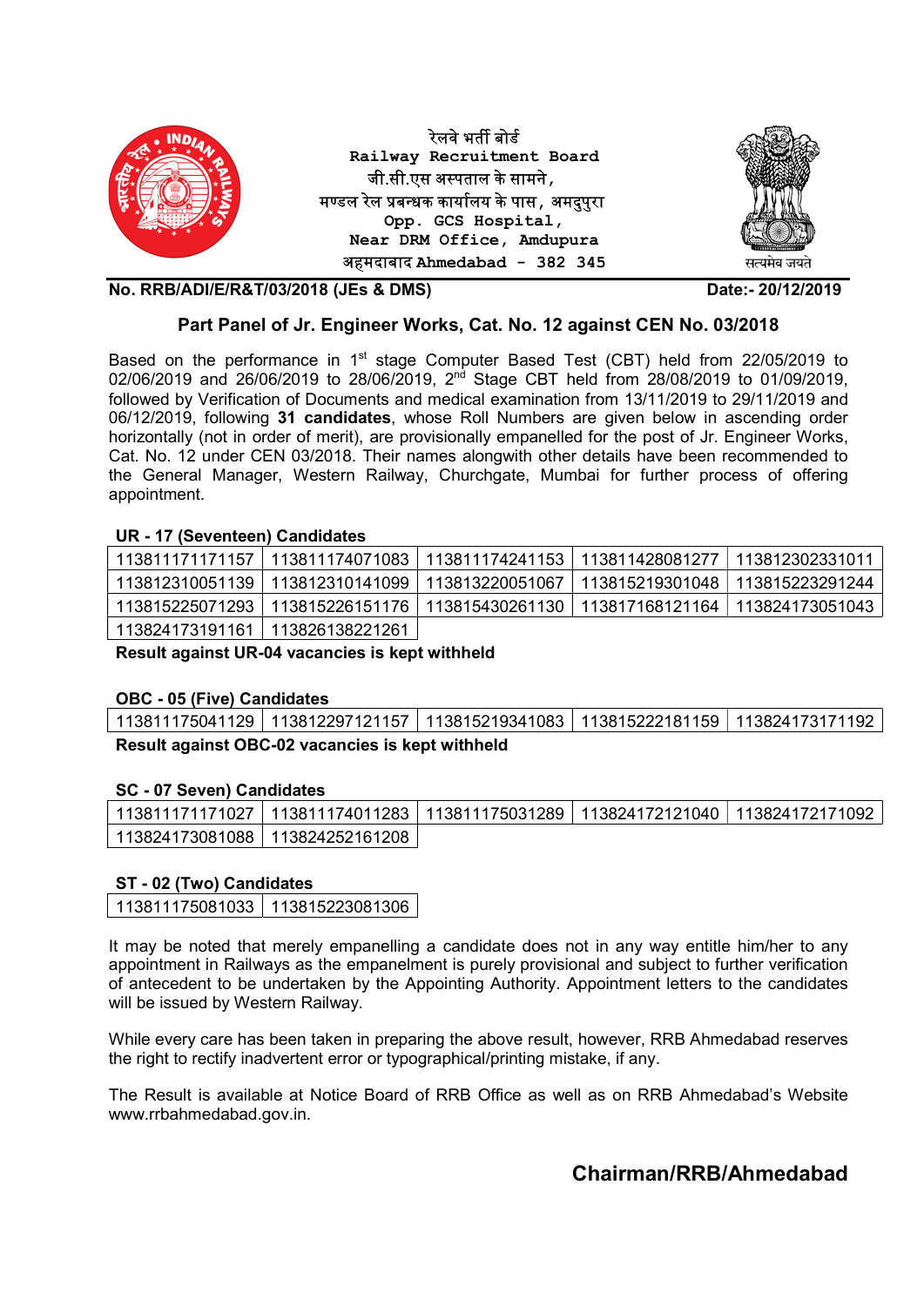रेलवे भर्ती बोर्ड
**Railway Recruitment Board**
जी.सी.एस अस्पताल के सामने,
मण्डल रेल प्रबन्धक कार्यालय के पास, अमदुपुरा
**Opp. GCS Hospital,**
**Near DRM Office, Amdupura**
अहमदाबाद **Ahmedabad - 382 345**

सत्यमेव जयते

**No. RRB/ADI/E/R&T/03/2018 (JEs & DMS)** **Date:- 20/12/2019**

## Part Panel of Jr. Engineer Works, Cat. No. 12 against CEN No. 03/2018

Based on the performance in 1st stage Computer Based Test (CBT) held from 22/05/2019 to 02/06/2019 and 26/06/2019 to 28/06/2019, 2nd Stage CBT held from 28/08/2019 to 01/09/2019, followed by Verification of Documents and medical examination from 13/11/2019 to 29/11/2019 and 06/12/2019, following **31 candidates**, whose Roll Numbers are given below in ascending order horizontally (not in order of merit), are provisionally empanelled for the post of Jr. Engineer Works, Cat. No. 12 under CEN 03/2018. Their names alongwith other details have been recommended to the General Manager, Western Railway, Churchgate, Mumbai for further process of offering appointment.

**UR - 17 (Seventeen) Candidates**

| | | | | |
|---|---|---|---|---|
| 113811171171157 | 113811174071083 | 113811174241153 | 113811428081277 | 113812302331011 |
| 113812310051139 | 113812310141099 | 113813220051067 | 113815219301048 | 113815223291244 |
| 113815225071293 | 113815226151176 | 113815430261130 | 113817168121164 | 113824173051043 |
| 113824173191161 | 113826138221261 | | | |

**Result against UR-04 vacancies is kept withheld**

**OBC - 05 (Five) Candidates**

| | | | | |
|---|---|---|---|---|
| 113811175041129 | 113812297121157 | 113815219341083 | 113815222181159 | 113824173171192 |

**Result against OBC-02 vacancies is kept withheld**

**SC - 07 Seven) Candidates**

| | | | | |
|---|---|---|---|---|
| 113811171171027 | 113811174011283 | 113811175031289 | 113824172121040 | 113824172171092 |
| 113824173081088 | 113824252161208 | | | |

**ST - 02 (Two) Candidates**

| | |
|---|---|
| 113811175081033 | 113815223081306 |

It may be noted that merely empanelling a candidate does not in any way entitle him/her to any appointment in Railways as the empanelment is purely provisional and subject to further verification of antecedent to be undertaken by the Appointing Authority. Appointment letters to the candidates will be issued by Western Railway.

While every care has been taken in preparing the above result, however, RRB Ahmedabad reserves the right to rectify inadvertent error or typographical/printing mistake, if any.

The Result is available at Notice Board of RRB Office as well as on RRB Ahmedabad's Website www.rrbahmedabad.gov.in.

**Chairman/RRB/Ahmedabad**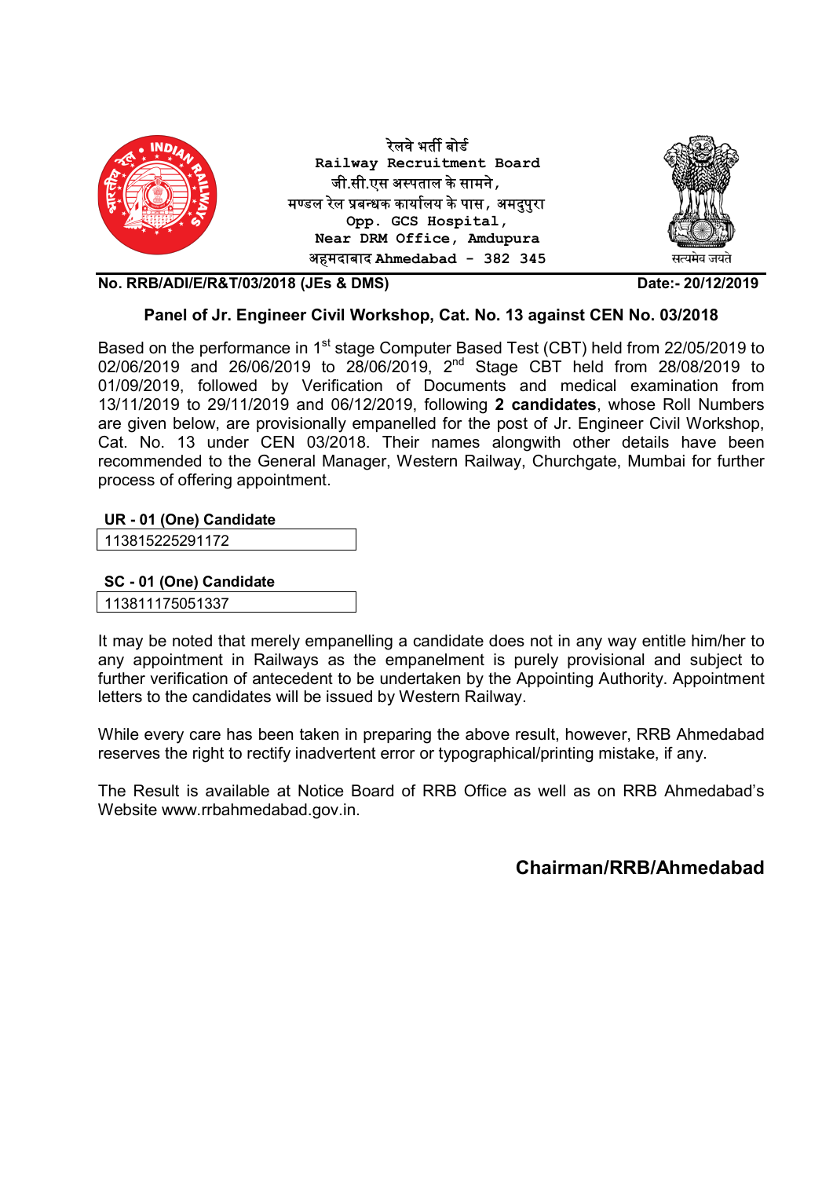रेलवे भर्ती बोर्ड
Railway Recruitment Board
जी.सी.एस अस्पताल के सामने,
मण्डल रेल प्रबन्धक कार्यालय के पास, अमदुपुरा
Opp. GCS Hospital,
Near DRM Office, Amdupura
अहमदाबाद Ahmedabad - 382 345

सत्यमेव जयते

**No. RRB/ADI/E/R&T/03/2018 (JEs & DMS)** **Date:- 20/12/2019**

## Panel of Jr. Engineer Civil Workshop, Cat. No. 13 against CEN No. 03/2018

Based on the performance in 1st stage Computer Based Test (CBT) held from 22/05/2019 to 02/06/2019 and 26/06/2019 to 28/06/2019, 2nd Stage CBT held from 28/08/2019 to 01/09/2019, followed by Verification of Documents and medical examination from 13/11/2019 to 29/11/2019 and 06/12/2019, following **2 candidates**, whose Roll Numbers are given below, are provisionally empanelled for the post of Jr. Engineer Civil Workshop, Cat. No. 13 under CEN 03/2018. Their names alongwith other details have been recommended to the General Manager, Western Railway, Churchgate, Mumbai for further process of offering appointment.

| UR - 01 (One) Candidate |
|---|
| 113815225291172 |

| SC - 01 (One) Candidate |
|---|
| 113811175051337 |

It may be noted that merely empanelling a candidate does not in any way entitle him/her to any appointment in Railways as the empanelment is purely provisional and subject to further verification of antecedent to be undertaken by the Appointing Authority. Appointment letters to the candidates will be issued by Western Railway.

While every care has been taken in preparing the above result, however, RRB Ahmedabad reserves the right to rectify inadvertent error or typographical/printing mistake, if any.

The Result is available at Notice Board of RRB Office as well as on RRB Ahmedabad's Website www.rrbahmedabad.gov.in.

**Chairman/RRB/Ahmedabad**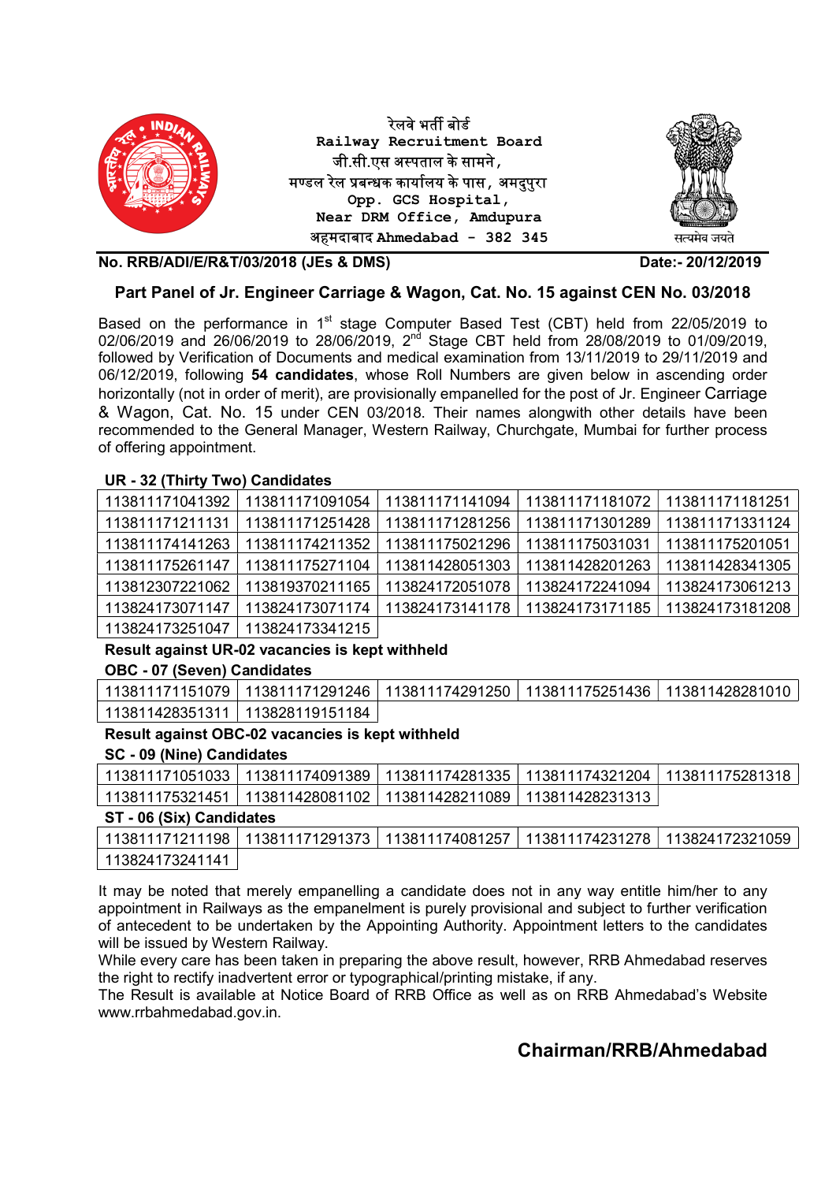रेलवे भर्ती बोर्ड
**Railway Recruitment Board**
जी.सी.एस अस्पताल के सामने,
मण्डल रेल प्रबन्धक कार्यालय के पास, अमदुपुरा
**Opp. GCS Hospital,**
**Near DRM Office, Amdupura**
अहमदाबाद **Ahmedabad - 382 345**

सत्यमेव जयते

**No. RRB/ADI/E/R&T/03/2018 (JEs & DMS)** **Date:- 20/12/2019**

## Part Panel of Jr. Engineer Carriage & Wagon, Cat. No. 15 against CEN No. 03/2018

Based on the performance in 1st stage Computer Based Test (CBT) held from 22/05/2019 to 02/06/2019 and 26/06/2019 to 28/06/2019, 2nd Stage CBT held from 28/08/2019 to 01/09/2019, followed by Verification of Documents and medical examination from 13/11/2019 to 29/11/2019 and 06/12/2019, following **54 candidates**, whose Roll Numbers are given below in ascending order horizontally (not in order of merit), are provisionally empanelled for the post of Jr. Engineer Carriage & Wagon, Cat. No. 15 under CEN 03/2018. Their names alongwith other details have been recommended to the General Manager, Western Railway, Churchgate, Mumbai for further process of offering appointment.

**UR - 32 (Thirty Two) Candidates**

| | | | | |
|---|---|---|---|---|
| 113811171041392 | 113811171091054 | 113811171141094 | 113811171181072 | 113811171181251 |
| 113811171211131 | 113811171251428 | 113811171281256 | 113811171301289 | 113811171331124 |
| 113811174141263 | 113811174211352 | 113811175021296 | 113811175031031 | 113811175201051 |
| 113811175261147 | 113811175271104 | 113811428051303 | 113811428201263 | 113811428341305 |
| 113812307221062 | 113819370211165 | 113824172051078 | 113824172241094 | 113824173061213 |
| 113824173071147 | 113824173071174 | 113824173141178 | 113824173171185 | 113824173181208 |
| 113824173251047 | 113824173341215 | | | |

**Result against UR-02 vacancies is kept withheld**

**OBC - 07 (Seven) Candidates**

| | | | | |
|---|---|---|---|---|
| 113811171151079 | 113811171291246 | 113811174291250 | 113811175251436 | 113811428281010 |
| 113811428351311 | 113828119151184 | | | |

**Result against OBC-02 vacancies is kept withheld**

**SC - 09 (Nine) Candidates**

| | | | | |
|---|---|---|---|---|
| 113811171051033 | 113811174091389 | 113811174281335 | 113811174321204 | 113811175281318 |
| 113811175321451 | 113811428081102 | 113811428211089 | 113811428231313 | |

**ST - 06 (Six) Candidates**

| | | | | |
|---|---|---|---|---|
| 113811171211198 | 113811171291373 | 113811174081257 | 113811174231278 | 113824172321059 |
| 113824173241141 | | | | |

It may be noted that merely empanelling a candidate does not in any way entitle him/her to any appointment in Railways as the empanelment is purely provisional and subject to further verification of antecedent to be undertaken by the Appointing Authority. Appointment letters to the candidates will be issued by Western Railway.
While every care has been taken in preparing the above result, however, RRB Ahmedabad reserves the right to rectify inadvertent error or typographical/printing mistake, if any.
The Result is available at Notice Board of RRB Office as well as on RRB Ahmedabad's Website www.rrbahmedabad.gov.in.

**Chairman/RRB/Ahmedabad**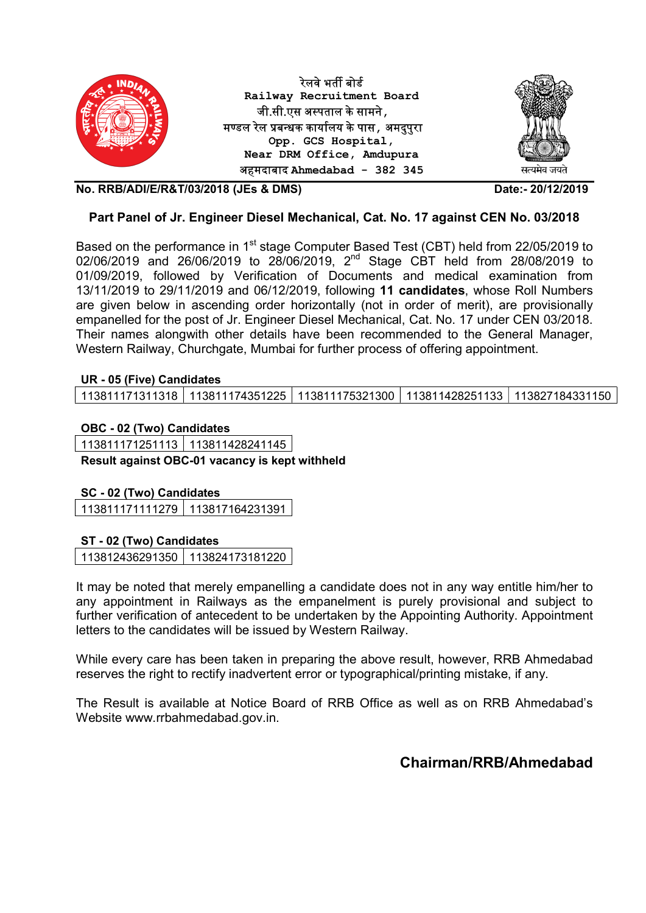रेलवे भर्ती बोर्ड
**Railway Recruitment Board**
जी.सी.एस अस्पताल के सामने,
मण्डल रेल प्रबन्धक कार्यालय के पास, अमदुपुरा
**Opp. GCS Hospital,**
**Near DRM Office, Amdupura**
अहमदाबाद **Ahmedabad - 382 345**

सत्यमेव जयते

**No. RRB/ADI/E/R&T/03/2018 (JEs & DMS)** **Date:- 20/12/2019**

## Part Panel of Jr. Engineer Diesel Mechanical, Cat. No. 17 against CEN No. 03/2018

Based on the performance in 1st stage Computer Based Test (CBT) held from 22/05/2019 to 02/06/2019 and 26/06/2019 to 28/06/2019, 2nd Stage CBT held from 28/08/2019 to 01/09/2019, followed by Verification of Documents and medical examination from 13/11/2019 to 29/11/2019 and 06/12/2019, following **11 candidates**, whose Roll Numbers are given below in ascending order horizontally (not in order of merit), are provisionally empanelled for the post of Jr. Engineer Diesel Mechanical, Cat. No. 17 under CEN 03/2018. Their names alongwith other details have been recommended to the General Manager, Western Railway, Churchgate, Mumbai for further process of offering appointment.

**UR - 05 (Five) Candidates**

| | | | | |
|---|---|---|---|---|
| 113811171311318 | 113811174351225 | 113811175321300 | 113811428251133 | 113827184331150 |

**OBC - 02 (Two) Candidates**

| | |
|---|---|
| 113811171251113 | 113811428241145 |

**Result against OBC-01 vacancy is kept withheld**

**SC - 02 (Two) Candidates**

| | |
|---|---|
| 113811171111279 | 113817164231391 |

**ST - 02 (Two) Candidates**

| | |
|---|---|
| 113812436291350 | 113824173181220 |

It may be noted that merely empanelling a candidate does not in any way entitle him/her to any appointment in Railways as the empanelment is purely provisional and subject to further verification of antecedent to be undertaken by the Appointing Authority. Appointment letters to the candidates will be issued by Western Railway.

While every care has been taken in preparing the above result, however, RRB Ahmedabad reserves the right to rectify inadvertent error or typographical/printing mistake, if any.

The Result is available at Notice Board of RRB Office as well as on RRB Ahmedabad's Website www.rrbahmedabad.gov.in.

**Chairman/RRB/Ahmedabad**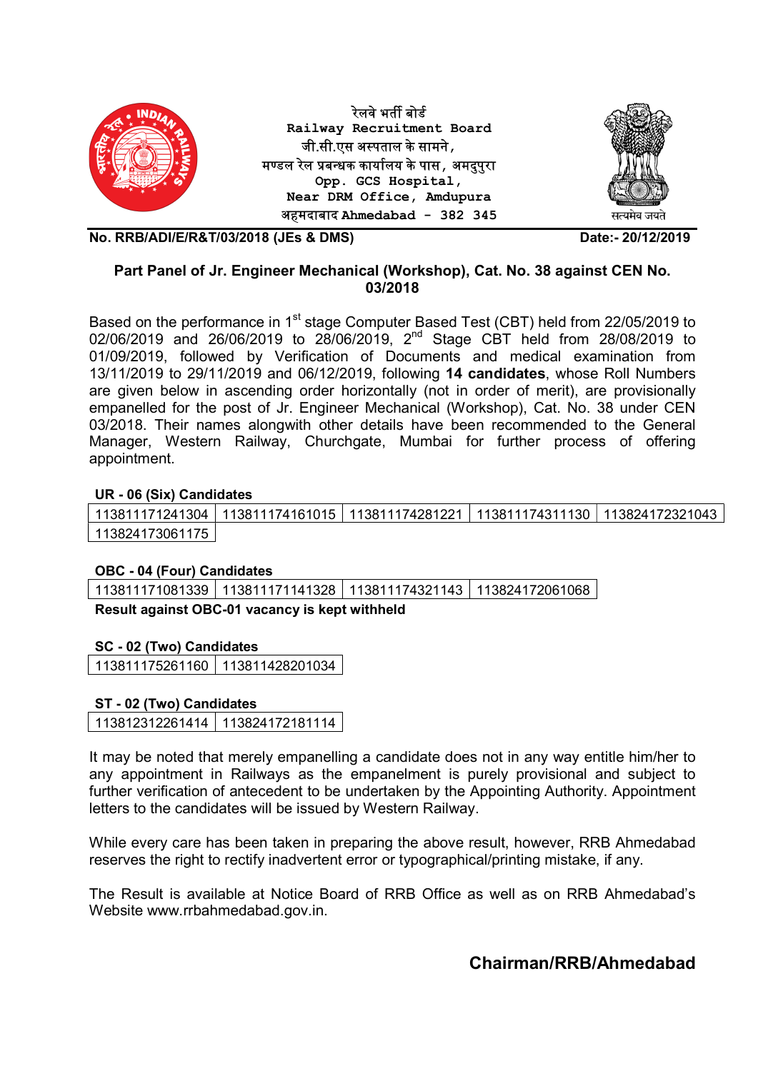रेलवे भर्ती बोर्ड
**Railway Recruitment Board**
जी.सी.एस अस्पताल के सामने,
मण्डल रेल प्रबन्धक कार्यालय के पास, अमदुपुरा
**Opp. GCS Hospital,**
**Near DRM Office, Amdupura**
अहमदाबाद **Ahmedabad - 382 345**

सत्यमेव जयते

**No. RRB/ADI/E/R&T/03/2018 (JEs & DMS)** **Date:- 20/12/2019**

## Part Panel of Jr. Engineer Mechanical (Workshop), Cat. No. 38 against CEN No. 03/2018

Based on the performance in 1st stage Computer Based Test (CBT) held from 22/05/2019 to 02/06/2019 and 26/06/2019 to 28/06/2019, 2nd Stage CBT held from 28/08/2019 to 01/09/2019, followed by Verification of Documents and medical examination from 13/11/2019 to 29/11/2019 and 06/12/2019, following **14 candidates**, whose Roll Numbers are given below in ascending order horizontally (not in order of merit), are provisionally empanelled for the post of Jr. Engineer Mechanical (Workshop), Cat. No. 38 under CEN 03/2018. Their names alongwith other details have been recommended to the General Manager, Western Railway, Churchgate, Mumbai for further process of offering appointment.

**UR - 06 (Six) Candidates**

| | | | | |
|---|---|---|---|---|
| 113811171241304 | 113811174161015 | 113811174281221 | 113811174311130 | 113824172321043 |
| 113824173061175 | | | | |

**OBC - 04 (Four) Candidates**

| | | | |
|---|---|---|---|
| 113811171081339 | 113811171141328 | 113811174321143 | 113824172061068 |

**Result against OBC-01 vacancy is kept withheld**

**SC - 02 (Two) Candidates**

| | |
|---|---|
| 113811175261160 | 113811428201034 |

**ST - 02 (Two) Candidates**

| | |
|---|---|
| 113812312261414 | 113824172181114 |

It may be noted that merely empanelling a candidate does not in any way entitle him/her to any appointment in Railways as the empanelment is purely provisional and subject to further verification of antecedent to be undertaken by the Appointing Authority. Appointment letters to the candidates will be issued by Western Railway.

While every care has been taken in preparing the above result, however, RRB Ahmedabad reserves the right to rectify inadvertent error or typographical/printing mistake, if any.

The Result is available at Notice Board of RRB Office as well as on RRB Ahmedabad's Website www.rrbahmedabad.gov.in.

**Chairman/RRB/Ahmedabad**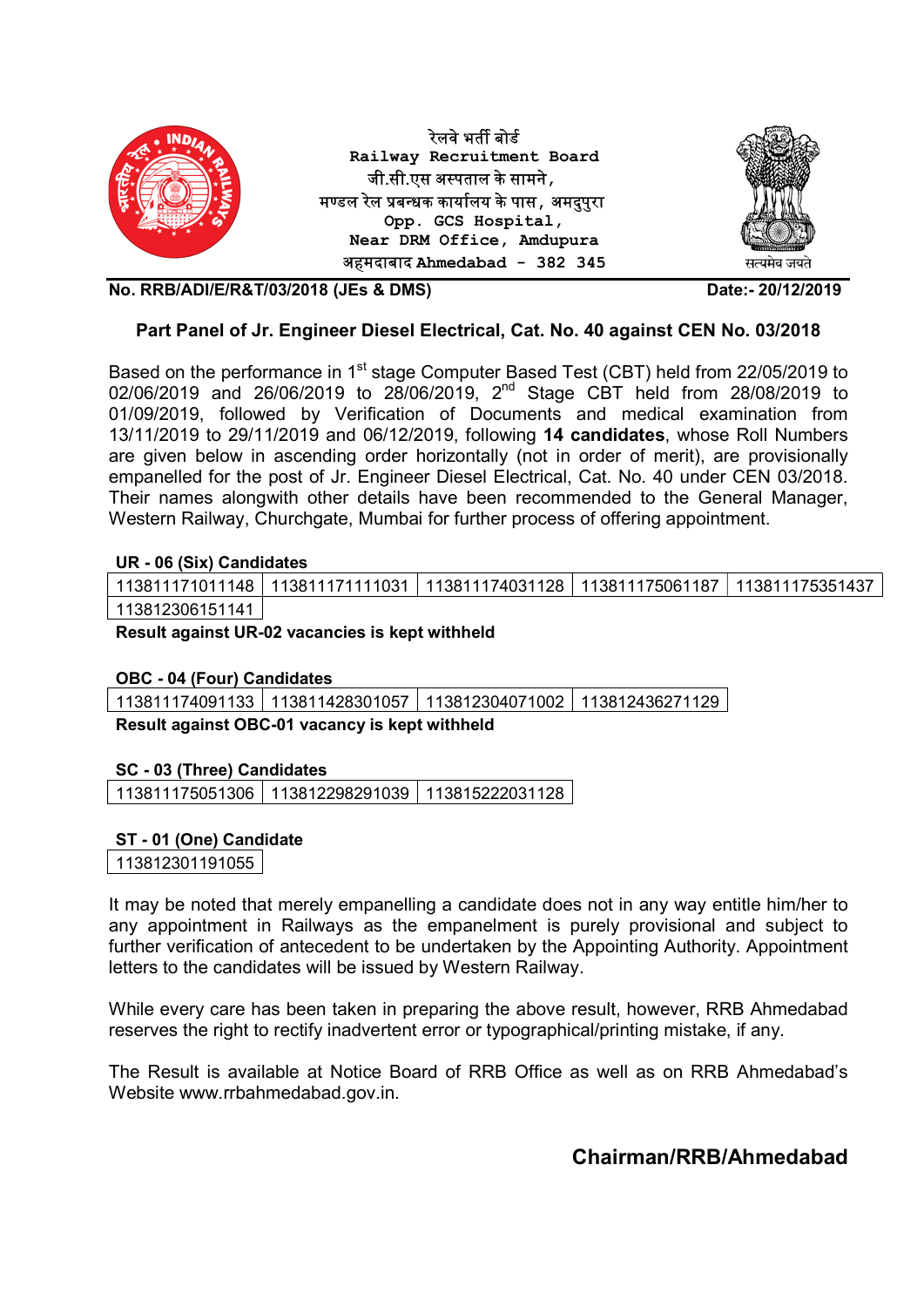रेलवे भर्ती बोर्ड
**Railway Recruitment Board**
जी.सी.एस अस्पताल के सामने,
**Opp. GCS Hospital,**
मण्डल रेल प्रबन्धक कार्यालय के पास, अमदुपुरा
**Near DRM Office, Amdupura**
अहमदाबाद **Ahmedabad - 382 345**

सत्यमेव जयते

**No. RRB/ADI/E/R&T/03/2018 (JEs & DMS)** **Date:- 20/12/2019**

### Part Panel of Jr. Engineer Diesel Electrical, Cat. No. 40 against CEN No. 03/2018

Based on the performance in 1st stage Computer Based Test (CBT) held from 22/05/2019 to 02/06/2019 and 26/06/2019 to 28/06/2019, 2nd Stage CBT held from 28/08/2019 to 01/09/2019, followed by Verification of Documents and medical examination from 13/11/2019 to 29/11/2019 and 06/12/2019, following **14 candidates**, whose Roll Numbers are given below in ascending order horizontally (not in order of merit), are provisionally empanelled for the post of Jr. Engineer Diesel Electrical, Cat. No. 40 under CEN 03/2018. Their names alongwith other details have been recommended to the General Manager, Western Railway, Churchgate, Mumbai for further process of offering appointment.

**UR - 06 (Six) Candidates**

| | | | | |
|---|---|---|---|---|
| 113811171011148 | 113811171111031 | 113811174031128 | 113811175061187 | 113811175351437 |
| 113812306151141 | | | | |

**Result against UR-02 vacancies is kept withheld**

**OBC - 04 (Four) Candidates**

| | | | |
|---|---|---|---|
| 113811174091133 | 113811428301057 | 113812304071002 | 113812436271129 |

**Result against OBC-01 vacancy is kept withheld**

**SC - 03 (Three) Candidates**

| | | |
|---|---|---|
| 113811175051306 | 113812298291039 | 113815222031128 |

**ST - 01 (One) Candidate**

| |
|---|
| 113812301191055 |

It may be noted that merely empanelling a candidate does not in any way entitle him/her to any appointment in Railways as the empanelment is purely provisional and subject to further verification of antecedent to be undertaken by the Appointing Authority. Appointment letters to the candidates will be issued by Western Railway.

While every care has been taken in preparing the above result, however, RRB Ahmedabad reserves the right to rectify inadvertent error or typographical/printing mistake, if any.

The Result is available at Notice Board of RRB Office as well as on RRB Ahmedabad's Website www.rrbahmedabad.gov.in.

**Chairman/RRB/Ahmedabad**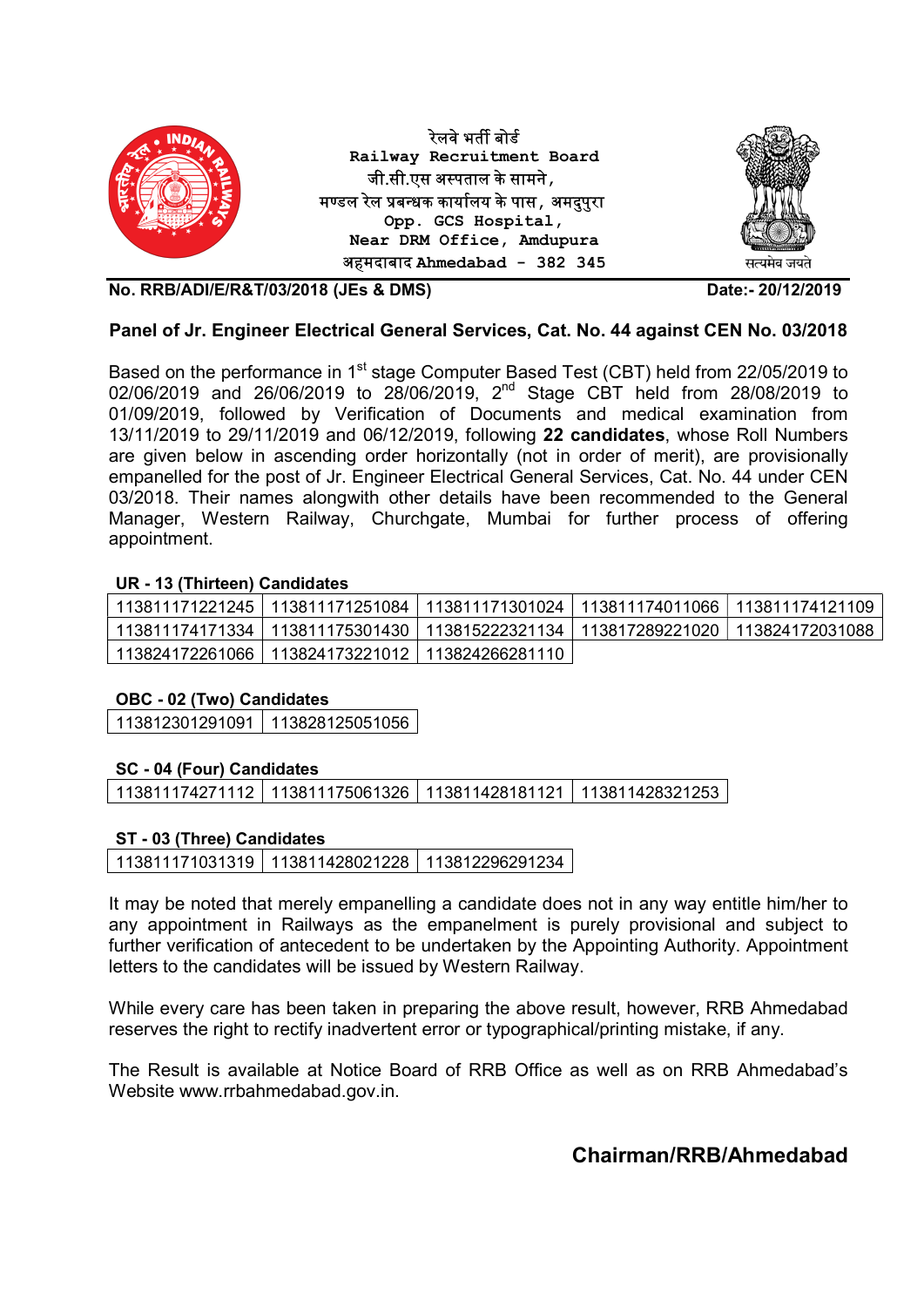रेलवे भर्ती बोर्ड
Railway Recruitment Board
जी.सी.एस अस्पताल के सामने,
मण्डल रेल प्रबन्धक कार्यालय के पास, अमदुपुरा
Opp. GCS Hospital,
Near DRM Office, Amdupura
अहमदाबाद Ahmedabad - 382 345

सत्यमेव जयते

**No. RRB/ADI/E/R&T/03/2018 (JEs & DMS)** **Date:- 20/12/2019**

## Panel of Jr. Engineer Electrical General Services, Cat. No. 44 against CEN No. 03/2018

Based on the performance in 1st stage Computer Based Test (CBT) held from 22/05/2019 to 02/06/2019 and 26/06/2019 to 28/06/2019, 2nd Stage CBT held from 28/08/2019 to 01/09/2019, followed by Verification of Documents and medical examination from 13/11/2019 to 29/11/2019 and 06/12/2019, following **22 candidates**, whose Roll Numbers are given below in ascending order horizontally (not in order of merit), are provisionally empanelled for the post of Jr. Engineer Electrical General Services, Cat. No. 44 under CEN 03/2018. Their names alongwith other details have been recommended to the General Manager, Western Railway, Churchgate, Mumbai for further process of offering appointment.

**UR - 13 (Thirteen) Candidates**

| | | | | |
|---|---|---|---|---|
| 113811171221245 | 113811171251084 | 113811171301024 | 113811174011066 | 113811174121109 |
| 113811174171334 | 113811175301430 | 113815222321134 | 113817289221020 | 113824172031088 |
| 113824172261066 | 113824173221012 | 113824266281110 | | |

**OBC - 02 (Two) Candidates**

| | |
|---|---|
| 113812301291091 | 113828125051056 |

**SC - 04 (Four) Candidates**

| | | | |
|---|---|---|---|
| 113811174271112 | 113811175061326 | 113811428181121 | 113811428321253 |

**ST - 03 (Three) Candidates**

| | | |
|---|---|---|
| 113811171031319 | 113811428021228 | 113812296291234 |

It may be noted that merely empanelling a candidate does not in any way entitle him/her to any appointment in Railways as the empanelment is purely provisional and subject to further verification of antecedent to be undertaken by the Appointing Authority. Appointment letters to the candidates will be issued by Western Railway.

While every care has been taken in preparing the above result, however, RRB Ahmedabad reserves the right to rectify inadvertent error or typographical/printing mistake, if any.

The Result is available at Notice Board of RRB Office as well as on RRB Ahmedabad's Website www.rrbahmedabad.gov.in.

**Chairman/RRB/Ahmedabad**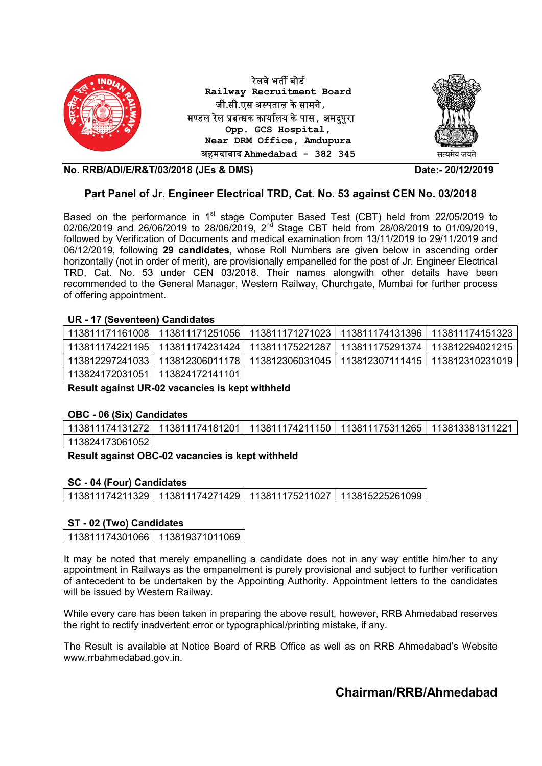रेलवे भर्ती बोर्ड
**Railway Recruitment Board**
जी.सी.एस अस्पताल के सामने,
मण्डल रेल प्रबन्धक कार्यालय के पास, अमदुपुरा
**Opp. GCS Hospital,**
**Near DRM Office, Amdupura**
अहमदाबाद **Ahmedabad - 382 345**

सत्यमेव जयते

**No. RRB/ADI/E/R&T/03/2018 (JEs & DMS)** **Date:- 20/12/2019**

## Part Panel of Jr. Engineer Electrical TRD, Cat. No. 53 against CEN No. 03/2018

Based on the performance in 1st stage Computer Based Test (CBT) held from 22/05/2019 to 02/06/2019 and 26/06/2019 to 28/06/2019, 2nd Stage CBT held from 28/08/2019 to 01/09/2019, followed by Verification of Documents and medical examination from 13/11/2019 to 29/11/2019 and 06/12/2019, following **29 candidates**, whose Roll Numbers are given below in ascending order horizontally (not in order of merit), are provisionally empanelled for the post of Jr. Engineer Electrical TRD, Cat. No. 53 under CEN 03/2018. Their names alongwith other details have been recommended to the General Manager, Western Railway, Churchgate, Mumbai for further process of offering appointment.

**UR - 17 (Seventeen) Candidates**

| | | | | |
|---|---|---|---|---|
| 113811171161008 | 113811171251056 | 113811171271023 | 113811174131396 | 113811174151323 |
| 113811174221195 | 113811174231424 | 113811175221287 | 113811175291374 | 113812294021215 |
| 113812297241033 | 113812306011178 | 113812306031045 | 113812307111415 | 113812310231019 |
| 113824172031051 | 113824172141101 | | | |

**Result against UR-02 vacancies is kept withheld**

**OBC - 06 (Six) Candidates**

| | | | | |
|---|---|---|---|---|
| 113811174131272 | 113811174181201 | 113811174211150 | 113811175311265 | 113813381311221 |
| 113824173061052 | | | | |

**Result against OBC-02 vacancies is kept withheld**

**SC - 04 (Four) Candidates**

| | | | |
|---|---|---|---|
| 113811174211329 | 113811174271429 | 113811175211027 | 113815225261099 |

**ST - 02 (Two) Candidates**

| | |
|---|---|
| 113811174301066 | 113819371011069 |

It may be noted that merely empanelling a candidate does not in any way entitle him/her to any appointment in Railways as the empanelment is purely provisional and subject to further verification of antecedent to be undertaken by the Appointing Authority. Appointment letters to the candidates will be issued by Western Railway.

While every care has been taken in preparing the above result, however, RRB Ahmedabad reserves the right to rectify inadvertent error or typographical/printing mistake, if any.

The Result is available at Notice Board of RRB Office as well as on RRB Ahmedabad's Website www.rrbahmedabad.gov.in.

**Chairman/RRB/Ahmedabad**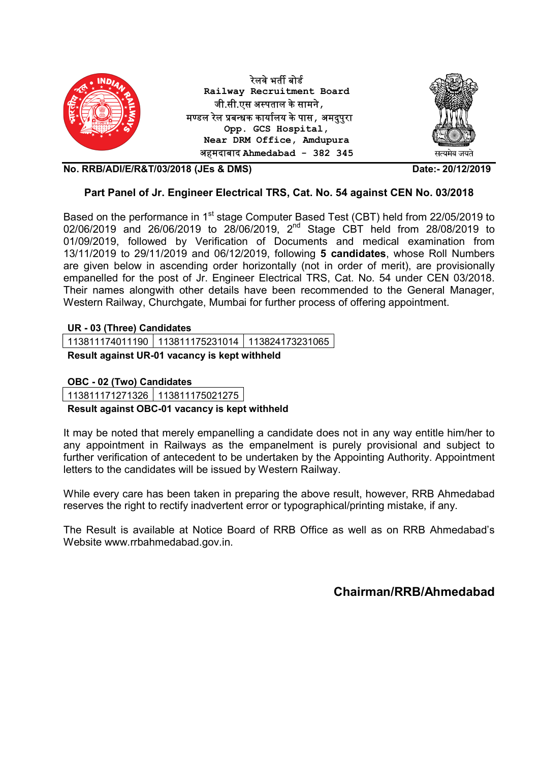रेलवे भर्ती बोर्ड
**Railway Recruitment Board**
जी.सी.एस अस्पताल के सामने,
मण्डल रेल प्रबन्धक कार्यालय के पास, अमदुपुरा
**Opp. GCS Hospital,**
**Near DRM Office, Amdupura**
अहमदाबाद **Ahmedabad - 382 345**

सत्यमेव जयते

**No. RRB/ADI/E/R&T/03/2018 (JEs & DMS)** **Date:- 20/12/2019**

## Part Panel of Jr. Engineer Electrical TRS, Cat. No. 54 against CEN No. 03/2018

Based on the performance in 1st stage Computer Based Test (CBT) held from 22/05/2019 to 02/06/2019 and 26/06/2019 to 28/06/2019, 2nd Stage CBT held from 28/08/2019 to 01/09/2019, followed by Verification of Documents and medical examination from 13/11/2019 to 29/11/2019 and 06/12/2019, following **5 candidates**, whose Roll Numbers are given below in ascending order horizontally (not in order of merit), are provisionally empanelled for the post of Jr. Engineer Electrical TRS, Cat. No. 54 under CEN 03/2018. Their names alongwith other details have been recommended to the General Manager, Western Railway, Churchgate, Mumbai for further process of offering appointment.

**UR - 03 (Three) Candidates**

| 113811174011190 | 113811175231014 | 113824173231065 |
|---|---|---|

**Result against UR-01 vacancy is kept withheld**

**OBC - 02 (Two) Candidates**

| 113811171271326 | 113811175021275 |
|---|---|

**Result against OBC-01 vacancy is kept withheld**

It may be noted that merely empanelling a candidate does not in any way entitle him/her to any appointment in Railways as the empanelment is purely provisional and subject to further verification of antecedent to be undertaken by the Appointing Authority. Appointment letters to the candidates will be issued by Western Railway.

While every care has been taken in preparing the above result, however, RRB Ahmedabad reserves the right to rectify inadvertent error or typographical/printing mistake, if any.

The Result is available at Notice Board of RRB Office as well as on RRB Ahmedabad's Website www.rrbahmedabad.gov.in.

**Chairman/RRB/Ahmedabad**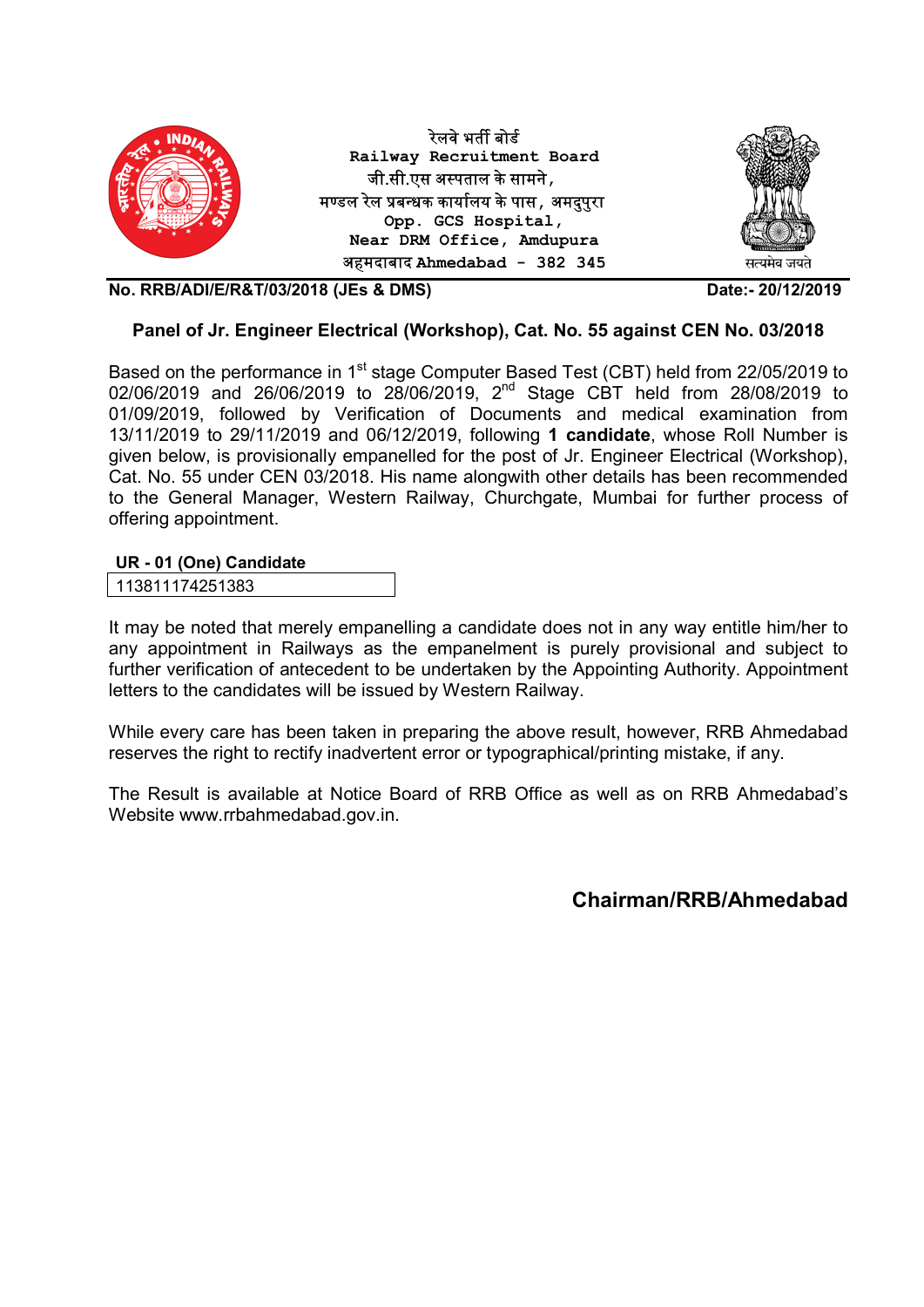रेलवे भर्ती बोर्ड
**Railway Recruitment Board**
जी.सी.एस अस्पताल के सामने,
मण्डल रेल प्रबन्धक कार्यालय के पास, अमदुपुरा
**Opp. GCS Hospital,**
**Near DRM Office, Amdupura**
अहमदाबाद **Ahmedabad - 382 345**

सत्यमेव जयते

**No. RRB/ADI/E/R&T/03/2018 (JEs & DMS)** **Date:- 20/12/2019**

### Panel of Jr. Engineer Electrical (Workshop), Cat. No. 55 against CEN No. 03/2018

Based on the performance in 1st stage Computer Based Test (CBT) held from 22/05/2019 to 02/06/2019 and 26/06/2019 to 28/06/2019, 2nd Stage CBT held from 28/08/2019 to 01/09/2019, followed by Verification of Documents and medical examination from 13/11/2019 to 29/11/2019 and 06/12/2019, following **1 candidate**, whose Roll Number is given below, is provisionally empanelled for the post of Jr. Engineer Electrical (Workshop), Cat. No. 55 under CEN 03/2018. His name alongwith other details has been recommended to the General Manager, Western Railway, Churchgate, Mumbai for further process of offering appointment.

| UR - 01 (One) Candidate |
| --- |
| 113811174251383 |

It may be noted that merely empanelling a candidate does not in any way entitle him/her to any appointment in Railways as the empanelment is purely provisional and subject to further verification of antecedent to be undertaken by the Appointing Authority. Appointment letters to the candidates will be issued by Western Railway.

While every care has been taken in preparing the above result, however, RRB Ahmedabad reserves the right to rectify inadvertent error or typographical/printing mistake, if any.

The Result is available at Notice Board of RRB Office as well as on RRB Ahmedabad's Website www.rrbahmedabad.gov.in.

**Chairman/RRB/Ahmedabad**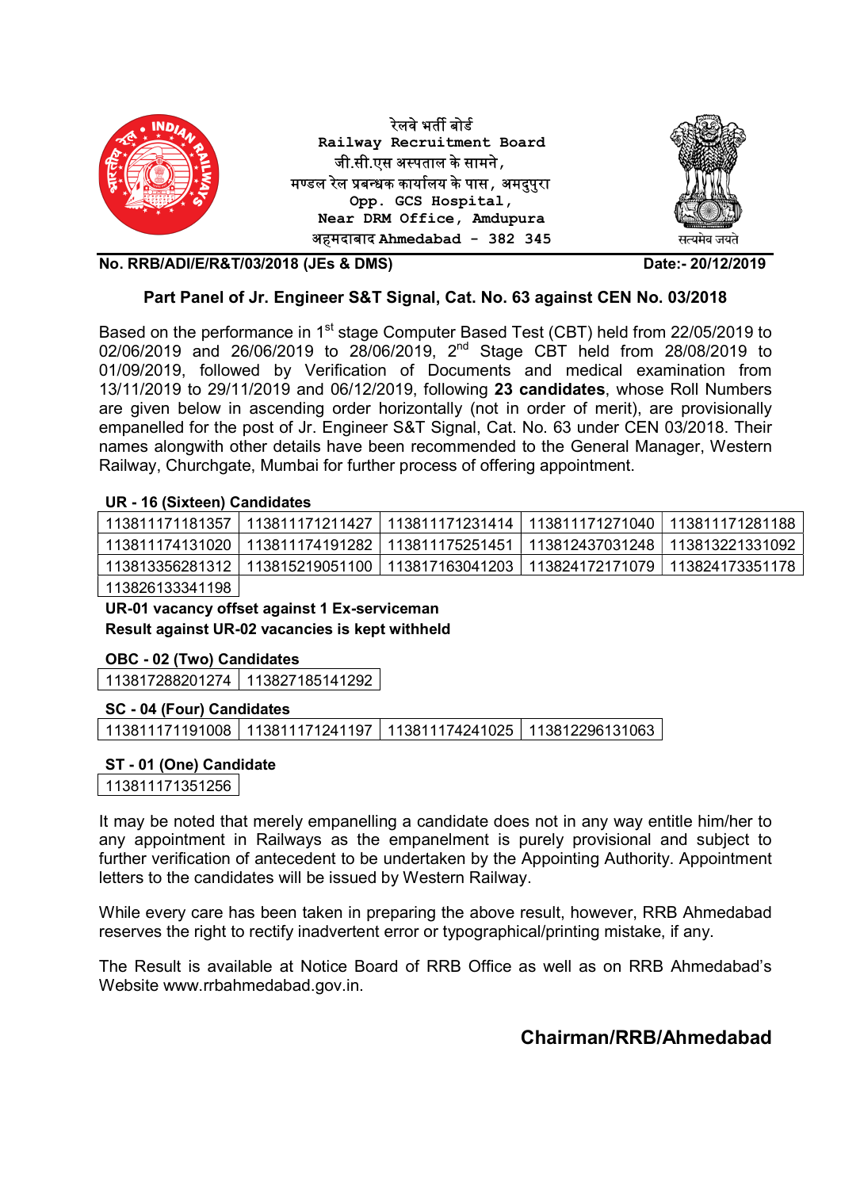रेलवे भर्ती बोर्ड
**Railway Recruitment Board**
जी.सी.एस अस्पताल के सामने,
मण्डल रेल प्रबन्धक कार्यालय के पास, अमदुपुरा
**Opp. GCS Hospital,**
**Near DRM Office, Amdupura**
अहमदाबाद **Ahmedabad - 382 345**

सत्यमेव जयते

**No. RRB/ADI/E/R&T/03/2018 (JEs & DMS)** **Date:- 20/12/2019**

## Part Panel of Jr. Engineer S&T Signal, Cat. No. 63 against CEN No. 03/2018

Based on the performance in 1st stage Computer Based Test (CBT) held from 22/05/2019 to 02/06/2019 and 26/06/2019 to 28/06/2019, 2nd Stage CBT held from 28/08/2019 to 01/09/2019, followed by Verification of Documents and medical examination from 13/11/2019 to 29/11/2019 and 06/12/2019, following **23 candidates**, whose Roll Numbers are given below in ascending order horizontally (not in order of merit), are provisionally empanelled for the post of Jr. Engineer S&T Signal, Cat. No. 63 under CEN 03/2018. Their names alongwith other details have been recommended to the General Manager, Western Railway, Churchgate, Mumbai for further process of offering appointment.

**UR - 16 (Sixteen) Candidates**

| | | | | |
|---|---|---|---|---|
| 113811171181357 | 113811171211427 | 113811171231414 | 113811171271040 | 113811171281188 |
| 113811174131020 | 113811174191282 | 113811175251451 | 113812437031248 | 113813221331092 |
| 113813356281312 | 113815219051100 | 113817163041203 | 113824172171079 | 113824173351178 |
| 113826133341198 | | | | |

**UR-01 vacancy offset against 1 Ex-serviceman**
**Result against UR-02 vacancies is kept withheld**

**OBC - 02 (Two) Candidates**

| | |
|---|---|
| 113817288201274 | 113827185141292 |

**SC - 04 (Four) Candidates**

| | | | |
|---|---|---|---|
| 113811171191008 | 113811171241197 | 113811174241025 | 113812296131063 |

**ST - 01 (One) Candidate**

| |
|---|
| 113811171351256 |

It may be noted that merely empanelling a candidate does not in any way entitle him/her to any appointment in Railways as the empanelment is purely provisional and subject to further verification of antecedent to be undertaken by the Appointing Authority. Appointment letters to the candidates will be issued by Western Railway.

While every care has been taken in preparing the above result, however, RRB Ahmedabad reserves the right to rectify inadvertent error or typographical/printing mistake, if any.

The Result is available at Notice Board of RRB Office as well as on RRB Ahmedabad's Website www.rrbahmedabad.gov.in.

**Chairman/RRB/Ahmedabad**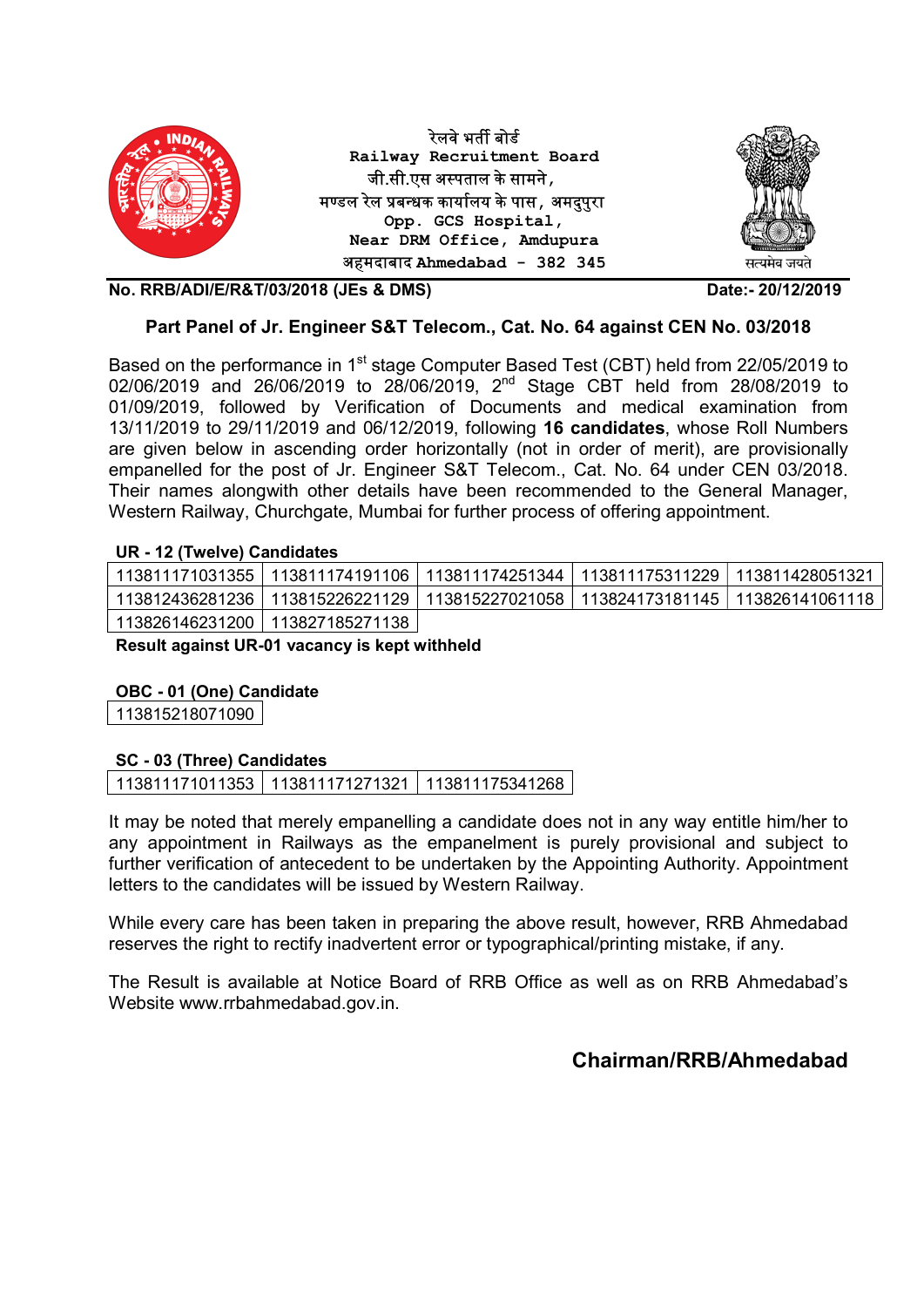रेलवे भर्ती बोर्ड
Railway Recruitment Board
जी.सी.एस अस्पताल के सामने,
मण्डल रेल प्रबन्धक कार्यालय के पास, अमदुपुरा
Opp. GCS Hospital,
Near DRM Office, Amdupura
अहमदाबाद Ahmedabad - 382 345

सत्यमेव जयते

**No. RRB/ADI/E/R&T/03/2018 (JEs & DMS)** **Date:- 20/12/2019**

## Part Panel of Jr. Engineer S&T Telecom., Cat. No. 64 against CEN No. 03/2018

Based on the performance in 1st stage Computer Based Test (CBT) held from 22/05/2019 to 02/06/2019 and 26/06/2019 to 28/06/2019, 2nd Stage CBT held from 28/08/2019 to 01/09/2019, followed by Verification of Documents and medical examination from 13/11/2019 to 29/11/2019 and 06/12/2019, following **16 candidates**, whose Roll Numbers are given below in ascending order horizontally (not in order of merit), are provisionally empanelled for the post of Jr. Engineer S&T Telecom., Cat. No. 64 under CEN 03/2018. Their names alongwith other details have been recommended to the General Manager, Western Railway, Churchgate, Mumbai for further process of offering appointment.

**UR - 12 (Twelve) Candidates**

| | | | | |
|---|---|---|---|---|
| 113811171031355 | 113811174191106 | 113811174251344 | 113811175311229 | 113811428051321 |
| 113812436281236 | 113815226221129 | 113815227021058 | 113824173181145 | 113826141061118 |
| 113826146231200 | 113827185271138 | | | |

**Result against UR-01 vacancy is kept withheld**

**OBC - 01 (One) Candidate**

| |
|---|
| 113815218071090 |

**SC - 03 (Three) Candidates**

| | | |
|---|---|---|
| 113811171011353 | 113811171271321 | 113811175341268 |

It may be noted that merely empanelling a candidate does not in any way entitle him/her to any appointment in Railways as the empanelment is purely provisional and subject to further verification of antecedent to be undertaken by the Appointing Authority. Appointment letters to the candidates will be issued by Western Railway.

While every care has been taken in preparing the above result, however, RRB Ahmedabad reserves the right to rectify inadvertent error or typographical/printing mistake, if any.

The Result is available at Notice Board of RRB Office as well as on RRB Ahmedabad's Website www.rrbahmedabad.gov.in.

**Chairman/RRB/Ahmedabad**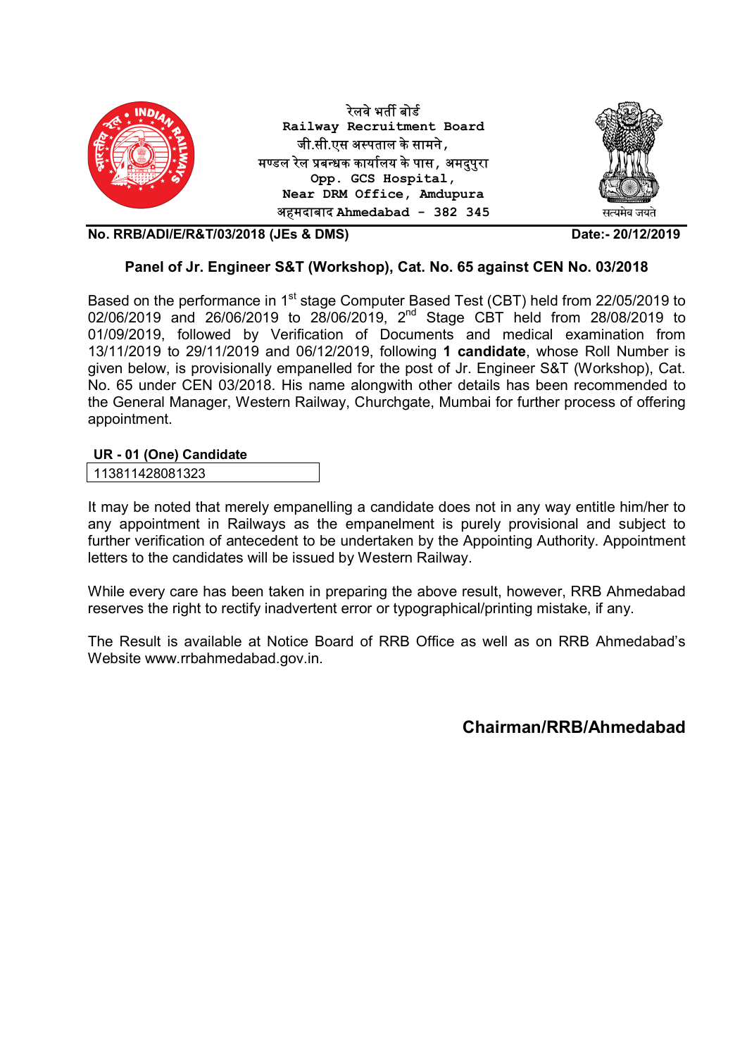रेलवे भर्ती बोर्ड
Railway Recruitment Board
जी.सी.एस अस्पताल के सामने,
मण्डल रेल प्रबन्धक कार्यालय के पास, अमदुपुरा
Opp. GCS Hospital,
Near DRM Office, Amdupura
अहमदाबाद Ahmedabad - 382 345

सत्यमेव जयते

**No. RRB/ADI/E/R&T/03/2018 (JEs & DMS)** **Date:- 20/12/2019**

## Panel of Jr. Engineer S&T (Workshop), Cat. No. 65 against CEN No. 03/2018

Based on the performance in 1st stage Computer Based Test (CBT) held from 22/05/2019 to 02/06/2019 and 26/06/2019 to 28/06/2019, 2nd Stage CBT held from 28/08/2019 to 01/09/2019, followed by Verification of Documents and medical examination from 13/11/2019 to 29/11/2019 and 06/12/2019, following **1 candidate**, whose Roll Number is given below, is provisionally empanelled for the post of Jr. Engineer S&T (Workshop), Cat. No. 65 under CEN 03/2018. His name alongwith other details has been recommended to the General Manager, Western Railway, Churchgate, Mumbai for further process of offering appointment.

| UR - 01 (One) Candidate |
|---|
| 113811428081323 |

It may be noted that merely empanelling a candidate does not in any way entitle him/her to any appointment in Railways as the empanelment is purely provisional and subject to further verification of antecedent to be undertaken by the Appointing Authority. Appointment letters to the candidates will be issued by Western Railway.

While every care has been taken in preparing the above result, however, RRB Ahmedabad reserves the right to rectify inadvertent error or typographical/printing mistake, if any.

The Result is available at Notice Board of RRB Office as well as on RRB Ahmedabad's Website www.rrbahmedabad.gov.in.

**Chairman/RRB/Ahmedabad**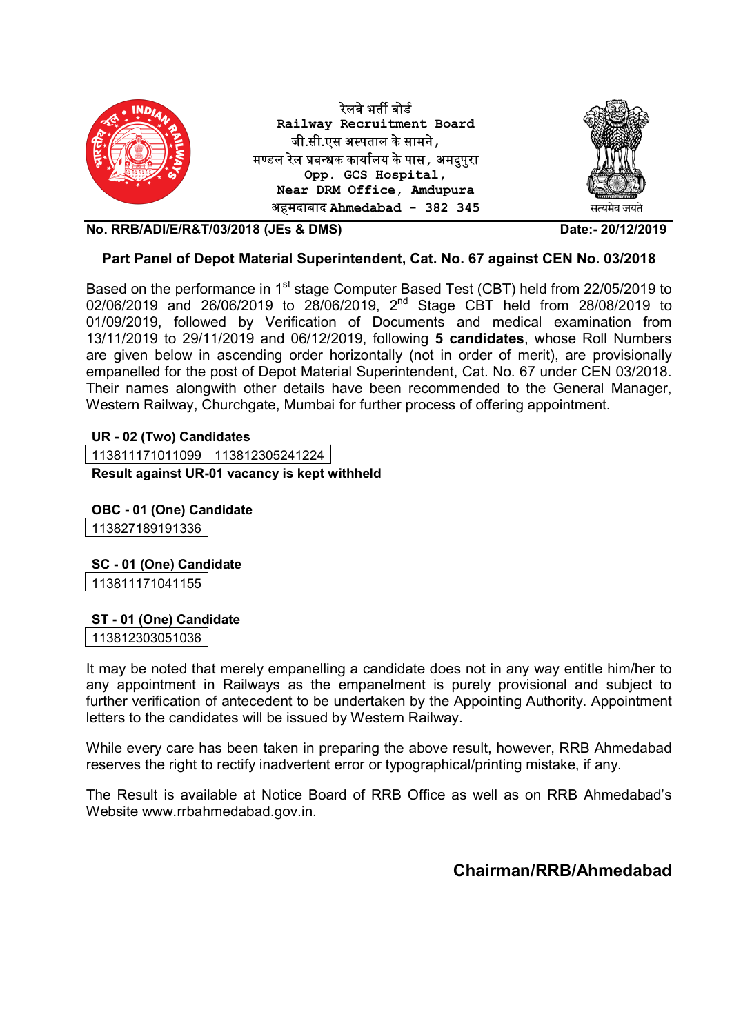रेलवे भर्ती बोर्ड
Railway Recruitment Board
जी.सी.एस अस्पताल के सामने,
मण्डल रेल प्रबन्धक कार्यालय के पास, अमदुपुरा
Opp. GCS Hospital,
Near DRM Office, Amdupura
अहमदाबाद Ahmedabad - 382 345

सत्यमेव जयते

**No. RRB/ADI/E/R&T/03/2018 (JEs & DMS)** **Date:- 20/12/2019**

## Part Panel of Depot Material Superintendent, Cat. No. 67 against CEN No. 03/2018

Based on the performance in 1st stage Computer Based Test (CBT) held from 22/05/2019 to 02/06/2019 and 26/06/2019 to 28/06/2019, 2nd Stage CBT held from 28/08/2019 to 01/09/2019, followed by Verification of Documents and medical examination from 13/11/2019 to 29/11/2019 and 06/12/2019, following **5 candidates**, whose Roll Numbers are given below in ascending order horizontally (not in order of merit), are provisionally empanelled for the post of Depot Material Superintendent, Cat. No. 67 under CEN 03/2018. Their names alongwith other details have been recommended to the General Manager, Western Railway, Churchgate, Mumbai for further process of offering appointment.

**UR - 02 (Two) Candidates**

| | |
|---|---|
| 113811171011099 | 113812305241224 |

**Result against UR-01 vacancy is kept withheld**

**OBC - 01 (One) Candidate**

| |
|---|
| 113827189191336 |

**SC - 01 (One) Candidate**

| |
|---|
| 113811171041155 |

**ST - 01 (One) Candidate**

| |
|---|
| 113812303051036 |

It may be noted that merely empanelling a candidate does not in any way entitle him/her to any appointment in Railways as the empanelment is purely provisional and subject to further verification of antecedent to be undertaken by the Appointing Authority. Appointment letters to the candidates will be issued by Western Railway.

While every care has been taken in preparing the above result, however, RRB Ahmedabad reserves the right to rectify inadvertent error or typographical/printing mistake, if any.

The Result is available at Notice Board of RRB Office as well as on RRB Ahmedabad's Website www.rrbahmedabad.gov.in.

**Chairman/RRB/Ahmedabad**